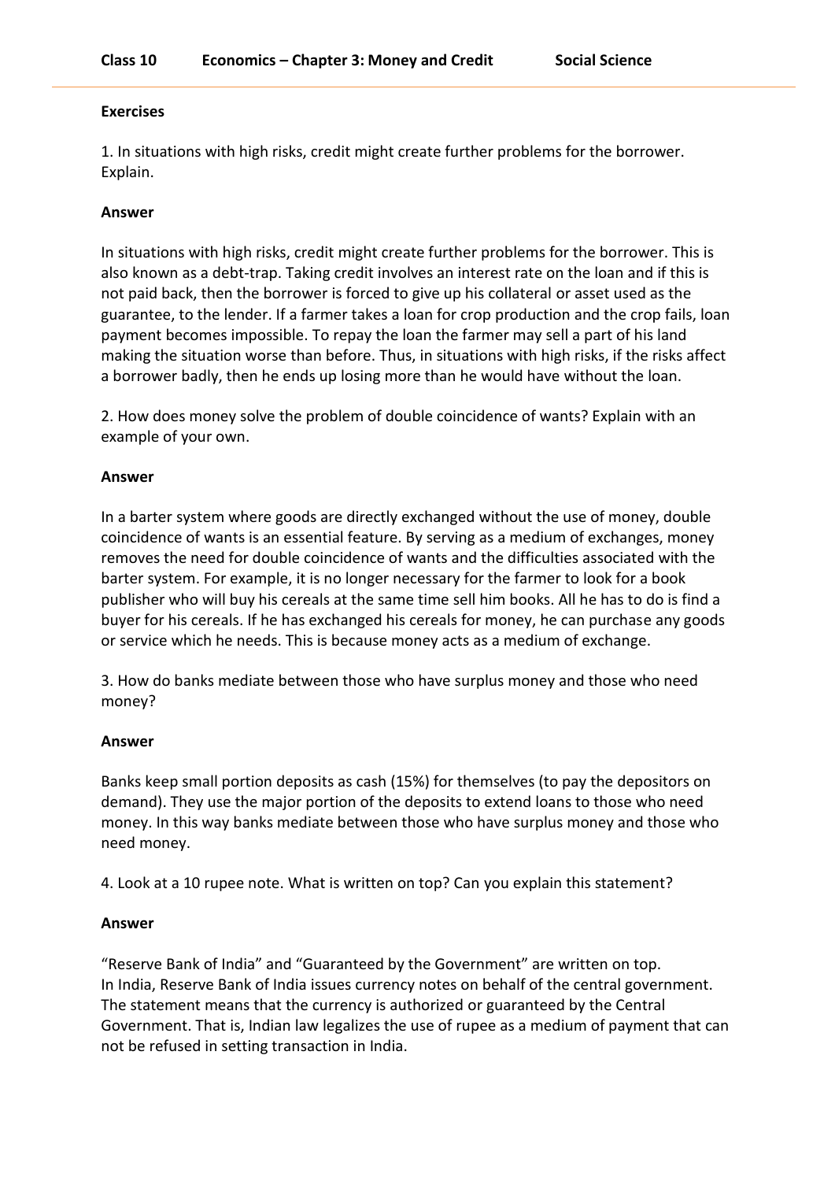## Exercises

1. In situations with high risks, credit might create further problems for the borrower. Explain.

**Answer**

In situations with high risks, credit might create further problems for the borrower. This is also known as a debt-trap. Taking credit involves an interest rate on the loan and if this is not paid back, then the borrower is forced to give up his collateral or asset used as the guarantee, to the lender. If a farmer takes a loan for crop production and the crop fails, loan payment becomes impossible. To repay the loan the farmer may sell a part of his land making the situation worse than before. Thus, in situations with high risks, if the risks affect a borrower badly, then he ends up losing more than he would have without the loan.

2. How does money solve the problem of double coincidence of wants? Explain with an example of your own.

**Answer**

In a barter system where goods are directly exchanged without the use of money, double coincidence of wants is an essential feature. By serving as a medium of exchanges, money removes the need for double coincidence of wants and the difficulties associated with the barter system. For example, it is no longer necessary for the farmer to look for a book publisher who will buy his cereals at the same time sell him books. All he has to do is find a buyer for his cereals. If he has exchanged his cereals for money, he can purchase any goods or service which he needs. This is because money acts as a medium of exchange.

3. How do banks mediate between those who have surplus money and those who need money?

**Answer**

Banks keep small portion deposits as cash (15%) for themselves (to pay the depositors on demand). They use the major portion of the deposits to extend loans to those who need money. In this way banks mediate between those who have surplus money and those who need money.

4. Look at a 10 rupee note. What is written on top? Can you explain this statement?

**Answer**

"Reserve Bank of India" and "Guaranteed by the Government" are written on top.
In India, Reserve Bank of India issues currency notes on behalf of the central government. The statement means that the currency is authorized or guaranteed by the Central Government. That is, Indian law legalizes the use of rupee as a medium of payment that can not be refused in setting transaction in India.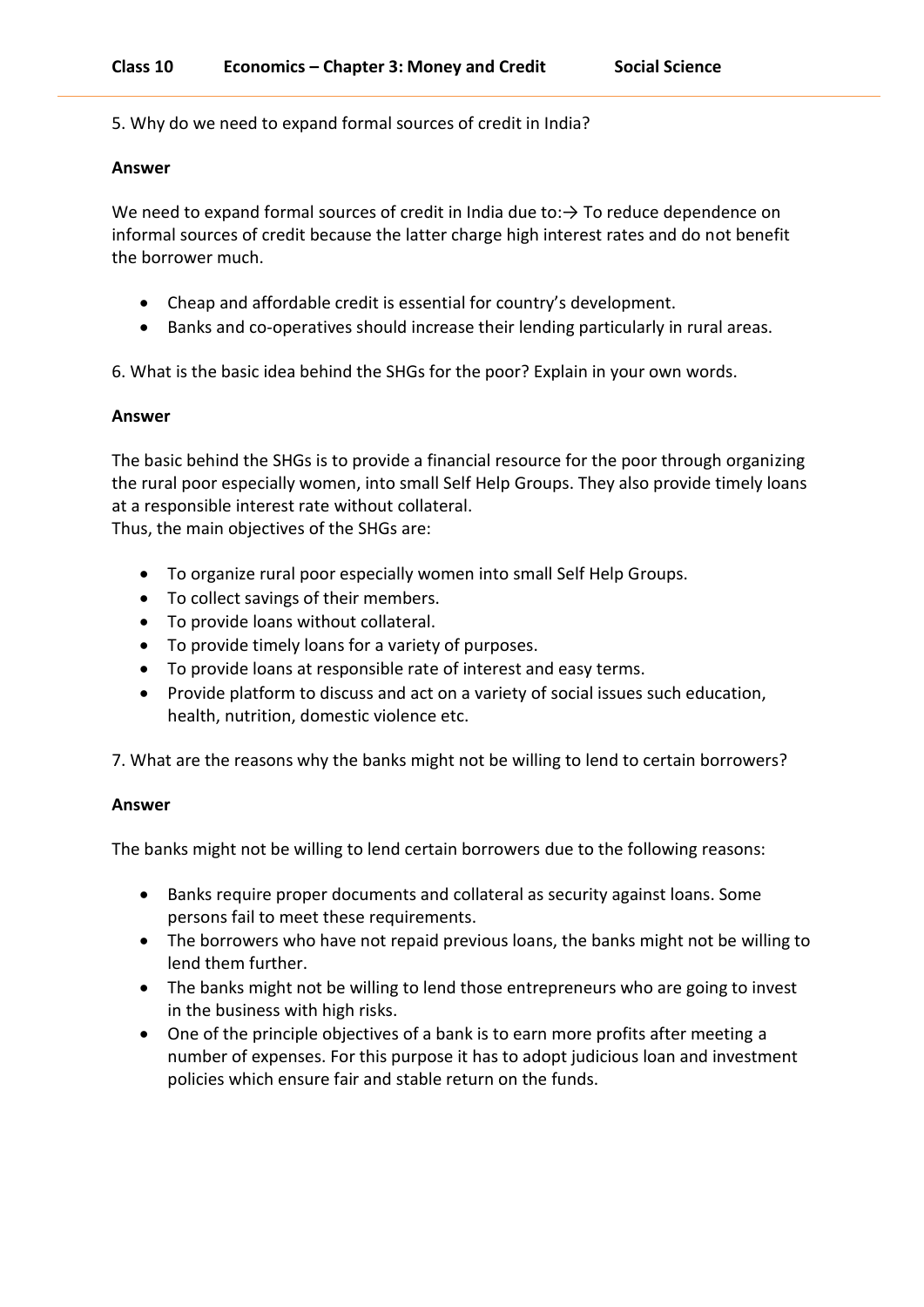5. Why do we need to expand formal sources of credit in India?

**Answer**

We need to expand formal sources of credit in India due to:→ To reduce dependence on informal sources of credit because the latter charge high interest rates and do not benefit the borrower much.

- Cheap and affordable credit is essential for country's development.
- Banks and co-operatives should increase their lending particularly in rural areas.

6. What is the basic idea behind the SHGs for the poor? Explain in your own words.

**Answer**

The basic behind the SHGs is to provide a financial resource for the poor through organizing the rural poor especially women, into small Self Help Groups. They also provide timely loans at a responsible interest rate without collateral.
Thus, the main objectives of the SHGs are:

- To organize rural poor especially women into small Self Help Groups.
- To collect savings of their members.
- To provide loans without collateral.
- To provide timely loans for a variety of purposes.
- To provide loans at responsible rate of interest and easy terms.
- Provide platform to discuss and act on a variety of social issues such education, health, nutrition, domestic violence etc.

7. What are the reasons why the banks might not be willing to lend to certain borrowers?

**Answer**

The banks might not be willing to lend certain borrowers due to the following reasons:

- Banks require proper documents and collateral as security against loans. Some persons fail to meet these requirements.
- The borrowers who have not repaid previous loans, the banks might not be willing to lend them further.
- The banks might not be willing to lend those entrepreneurs who are going to invest in the business with high risks.
- One of the principle objectives of a bank is to earn more profits after meeting a number of expenses. For this purpose it has to adopt judicious loan and investment policies which ensure fair and stable return on the funds.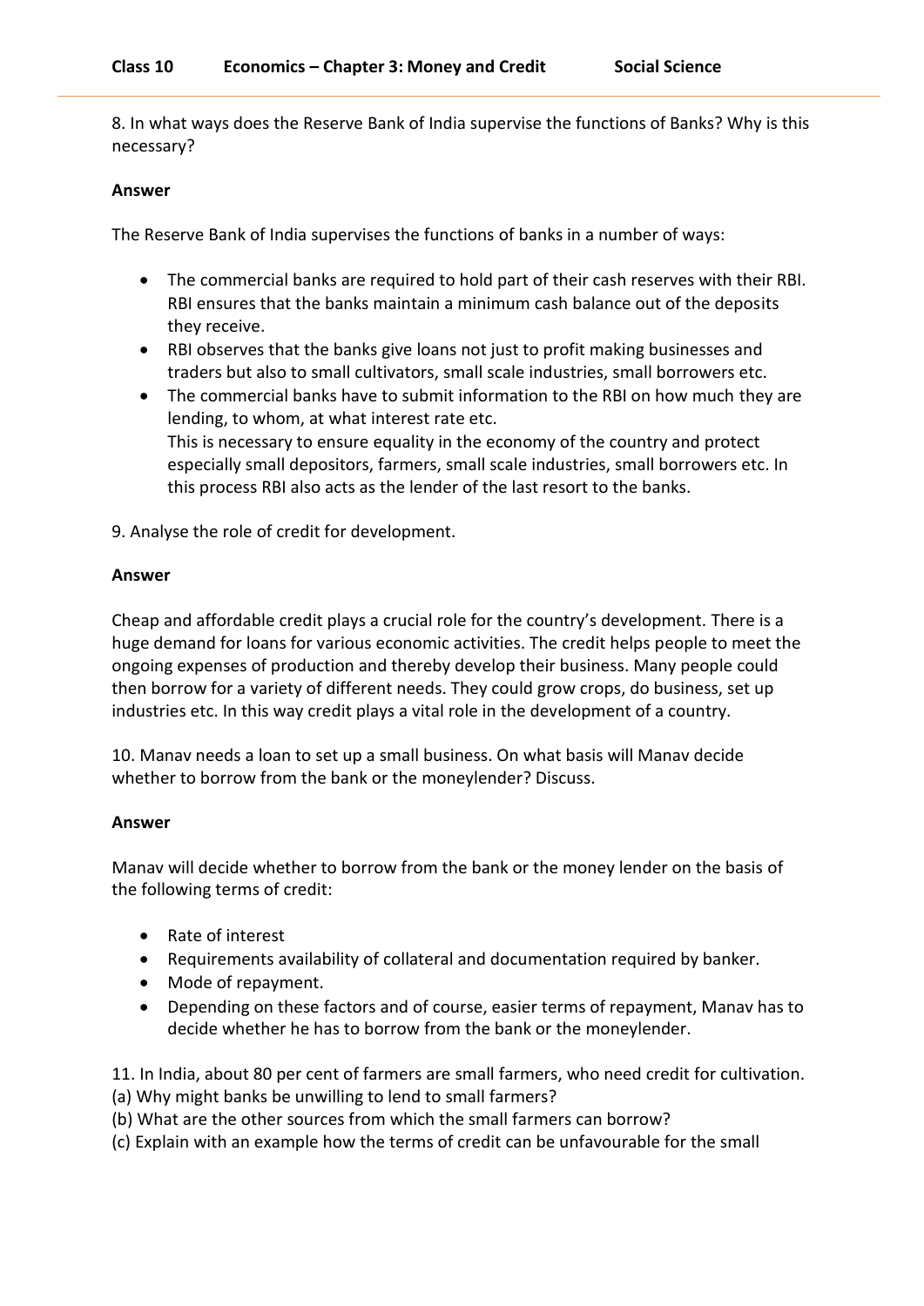8. In what ways does the Reserve Bank of India supervise the functions of Banks? Why is this necessary?

**Answer**

The Reserve Bank of India supervises the functions of banks in a number of ways:

- The commercial banks are required to hold part of their cash reserves with their RBI. RBI ensures that the banks maintain a minimum cash balance out of the deposits they receive.
- RBI observes that the banks give loans not just to profit making businesses and traders but also to small cultivators, small scale industries, small borrowers etc.
- The commercial banks have to submit information to the RBI on how much they are lending, to whom, at what interest rate etc.
  This is necessary to ensure equality in the economy of the country and protect especially small depositors, farmers, small scale industries, small borrowers etc. In this process RBI also acts as the lender of the last resort to the banks.

9. Analyse the role of credit for development.

**Answer**

Cheap and affordable credit plays a crucial role for the country's development. There is a huge demand for loans for various economic activities. The credit helps people to meet the ongoing expenses of production and thereby develop their business. Many people could then borrow for a variety of different needs. They could grow crops, do business, set up industries etc. In this way credit plays a vital role in the development of a country.

10. Manav needs a loan to set up a small business. On what basis will Manav decide whether to borrow from the bank or the moneylender? Discuss.

**Answer**

Manav will decide whether to borrow from the bank or the money lender on the basis of the following terms of credit:

- Rate of interest
- Requirements availability of collateral and documentation required by banker.
- Mode of repayment.
- Depending on these factors and of course, easier terms of repayment, Manav has to decide whether he has to borrow from the bank or the moneylender.

11. In India, about 80 per cent of farmers are small farmers, who need credit for cultivation.
(a) Why might banks be unwilling to lend to small farmers?
(b) What are the other sources from which the small farmers can borrow?
(c) Explain with an example how the terms of credit can be unfavourable for the small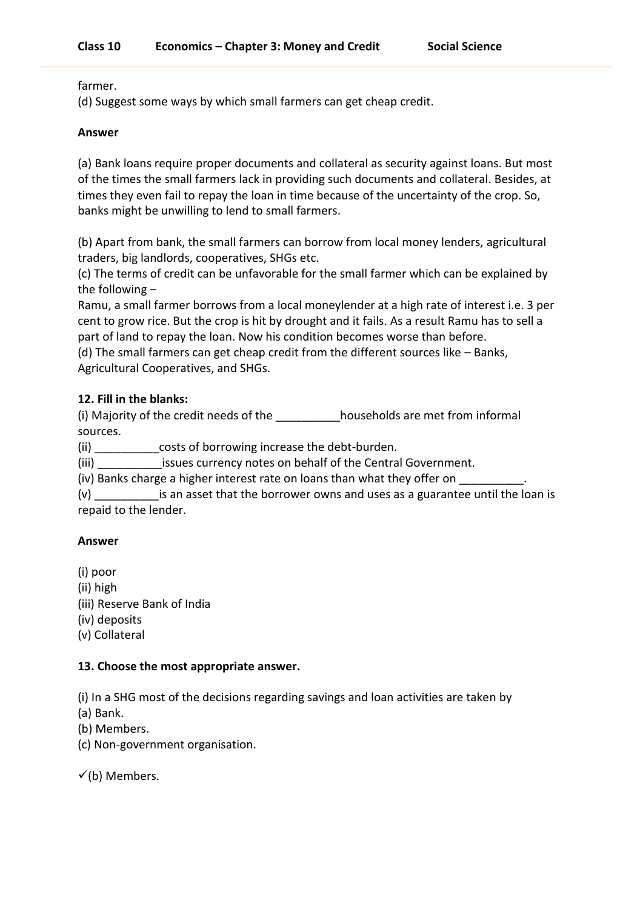farmer.
(d) Suggest some ways by which small farmers can get cheap credit.

**Answer**

(a) Bank loans require proper documents and collateral as security against loans. But most of the times the small farmers lack in providing such documents and collateral. Besides, at times they even fail to repay the loan in time because of the uncertainty of the crop. So, banks might be unwilling to lend to small farmers.

(b) Apart from bank, the small farmers can borrow from local money lenders, agricultural traders, big landlords, cooperatives, SHGs etc.
(c) The terms of credit can be unfavorable for the small farmer which can be explained by the following –
Ramu, a small farmer borrows from a local moneylender at a high rate of interest i.e. 3 per cent to grow rice. But the crop is hit by drought and it fails. As a result Ramu has to sell a part of land to repay the loan. Now his condition becomes worse than before.
(d) The small farmers can get cheap credit from the different sources like – Banks, Agricultural Cooperatives, and SHGs.

**12. Fill in the blanks:**

(i) Majority of the credit needs of the __________households are met from informal sources.
(ii) __________costs of borrowing increase the debt-burden.
(iii) __________issues currency notes on behalf of the Central Government.
(iv) Banks charge a higher interest rate on loans than what they offer on __________.
(v) __________is an asset that the borrower owns and uses as a guarantee until the loan is repaid to the lender.

**Answer**

(i) poor
(ii) high
(iii) Reserve Bank of India
(iv) deposits
(v) Collateral

**13. Choose the most appropriate answer.**

(i) In a SHG most of the decisions regarding savings and loan activities are taken by
(a) Bank.
(b) Members.
(c) Non-government organisation.

✓(b) Members.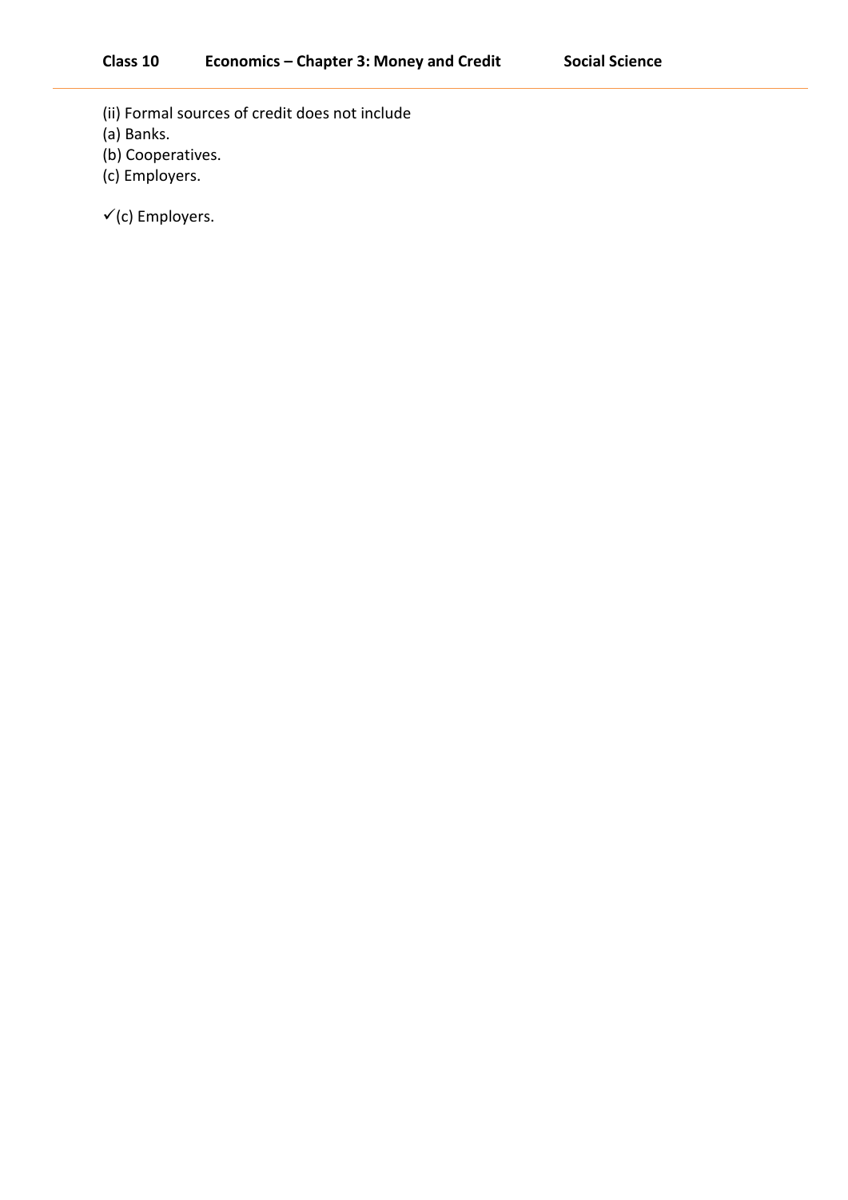(ii) Formal sources of credit does not include
(a) Banks.
(b) Cooperatives.
(c) Employers.

✓(c) Employers.